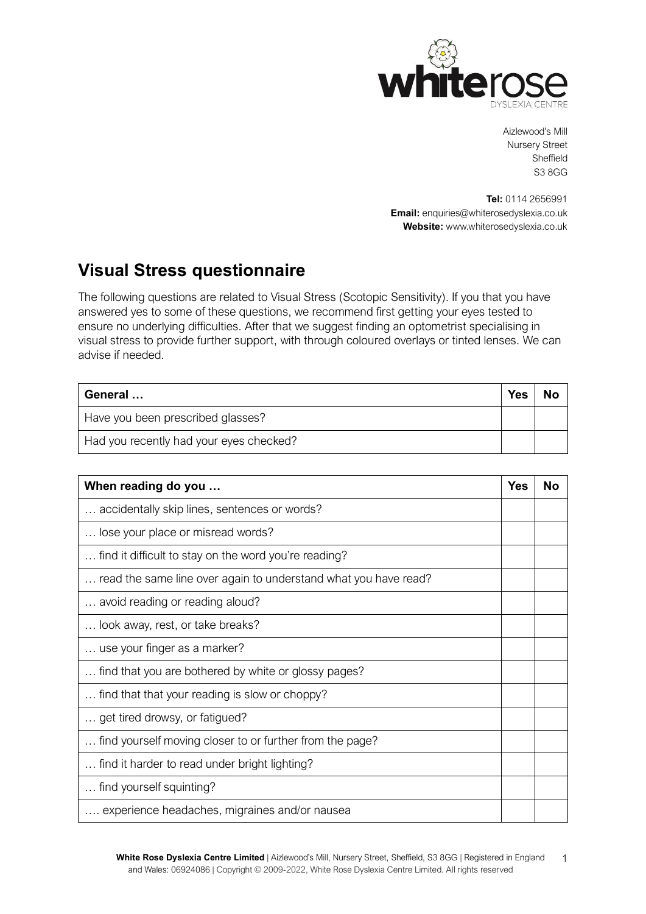whiterose
DYSLEXIA CENTRE

Aizlewood's Mill
Nursery Street
Sheffield
S3 8GG

**Tel:** 0114 2656991
**Email:** enquiries@whiterosedyslexia.co.uk
**Website:** www.whiterosedyslexia.co.uk

## Visual Stress questionnaire

The following questions are related to Visual Stress (Scotopic Sensitivity). If you that you have answered yes to some of these questions, we recommend first getting your eyes tested to ensure no underlying difficulties. After that we suggest finding an optometrist specialising in visual stress to provide further support, with through coloured overlays or tinted lenses. We can advise if needed.

| **General …** | **Yes** | **No** |
| --- | --- | --- |
| Have you been prescribed glasses? | | |
| Had you recently had your eyes checked? | | |

| **When reading do you …** | **Yes** | **No** |
| --- | --- | --- |
| … accidentally skip lines, sentences or words? | | |
| … lose your place or misread words? | | |
| … find it difficult to stay on the word you're reading? | | |
| … read the same line over again to understand what you have read? | | |
| … avoid reading or reading aloud? | | |
| … look away, rest, or take breaks? | | |
| … use your finger as a marker? | | |
| … find that you are bothered by white or glossy pages? | | |
| … find that that your reading is slow or choppy? | | |
| … get tired drowsy, or fatigued? | | |
| … find yourself moving closer to or further from the page? | | |
| … find it harder to read under bright lighting? | | |
| … find yourself squinting? | | |
| …. experience headaches, migraines and/or nausea | | |

**White Rose Dyslexia Centre Limited** | Aizlewood's Mill, Nursery Street, Sheffield, S3 8GG | Registered in England and Wales: 06924086 | Copyright © 2009-2022, White Rose Dyslexia Centre Limited. All rights reserved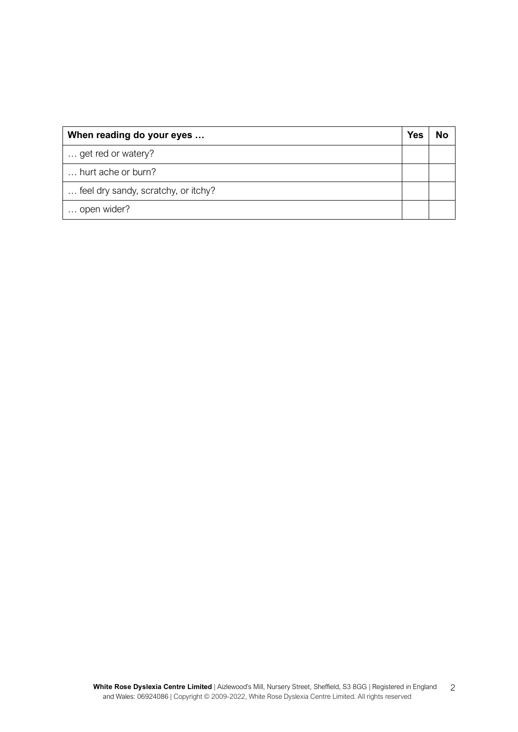| When reading do your eyes … | Yes | No |
| --- | --- | --- |
| … get red or watery? | | |
| … hurt ache or burn? | | |
| … feel dry sandy, scratchy, or itchy? | | |
| … open wider? | | |